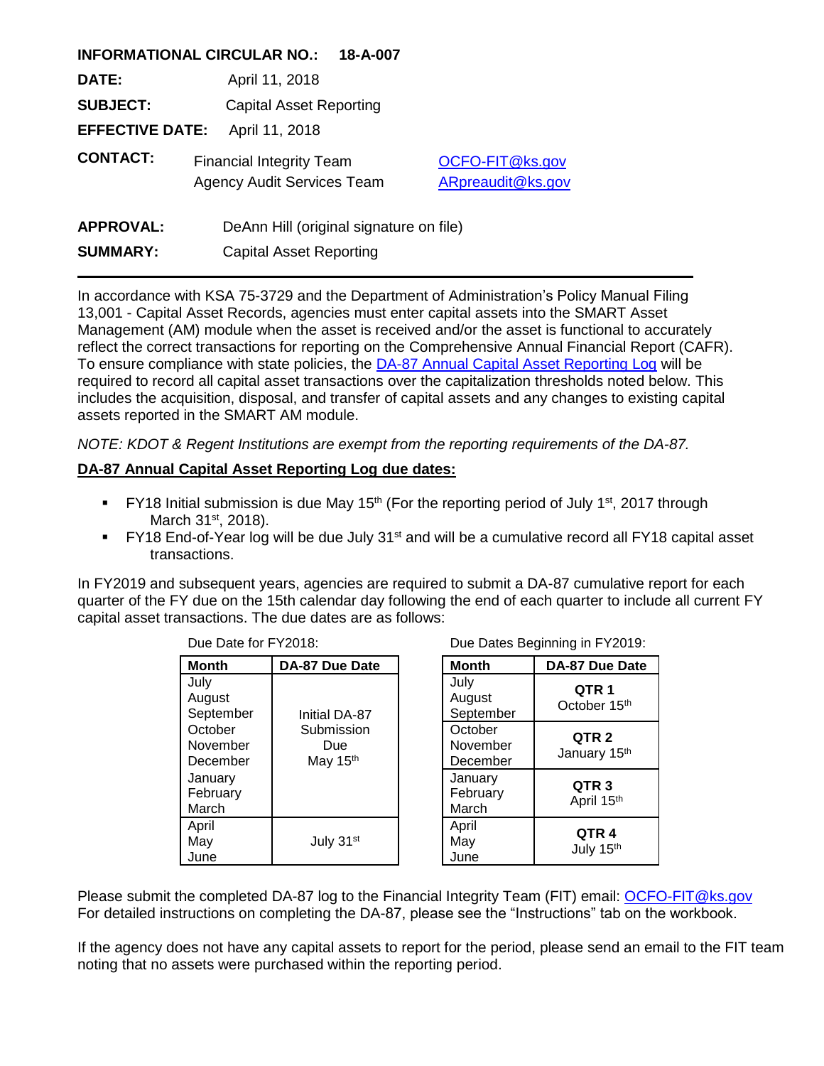**INFORMATIONAL CIRCULAR NO.:** 18-A-007

**DATE:** April 11, 2018

**SUBJECT:** Capital Asset Reporting

**EFFECTIVE DATE:** April 11, 2018

**CONTACT:** Financial Integrity Team OCFO-FIT@ks.gov
Agency Audit Services Team ARpreaudit@ks.gov

**APPROVAL:** DeAnn Hill (original signature on file)

**SUMMARY:** Capital Asset Reporting

---

In accordance with KSA 75-3729 and the Department of Administration's Policy Manual Filing 13,001 - Capital Asset Records, agencies must enter capital assets into the SMART Asset Management (AM) module when the asset is received and/or the asset is functional to accurately reflect the correct transactions for reporting on the Comprehensive Annual Financial Report (CAFR). To ensure compliance with state policies, the DA-87 Annual Capital Asset Reporting Log will be required to record all capital asset transactions over the capitalization thresholds noted below. This includes the acquisition, disposal, and transfer of capital assets and any changes to existing capital assets reported in the SMART AM module.

*NOTE: KDOT & Regent Institutions are exempt from the reporting requirements of the DA-87.*

**DA-87 Annual Capital Asset Reporting Log due dates:**

- FY18 Initial submission is due May 15th (For the reporting period of July 1st, 2017 through March 31st, 2018).
- FY18 End-of-Year log will be due July 31st and will be a cumulative record all FY18 capital asset transactions.

In FY2019 and subsequent years, agencies are required to submit a DA-87 cumulative report for each quarter of the FY due on the 15th calendar day following the end of each quarter to include all current FY capital asset transactions. The due dates are as follows:

Due Date for FY2018:

| Month | DA-87 Due Date |
|---|---|
| July<br>August<br>September<br>October<br>November<br>December<br>January<br>February<br>March | Initial DA-87 Submission Due May 15th |
| April<br>May<br>June | July 31st |

Due Dates Beginning in FY2019:

| Month | DA-87 Due Date |
|---|---|
| July<br>August<br>September | **QTR 1**<br>October 15th |
| October<br>November<br>December | **QTR 2**<br>January 15th |
| January<br>February<br>March | **QTR 3**<br>April 15th |
| April<br>May<br>June | **QTR 4**<br>July 15th |

Please submit the completed DA-87 log to the Financial Integrity Team (FIT) email: OCFO-FIT@ks.gov
For detailed instructions on completing the DA-87, please see the "Instructions" tab on the workbook.

If the agency does not have any capital assets to report for the period, please send an email to the FIT team noting that no assets were purchased within the reporting period.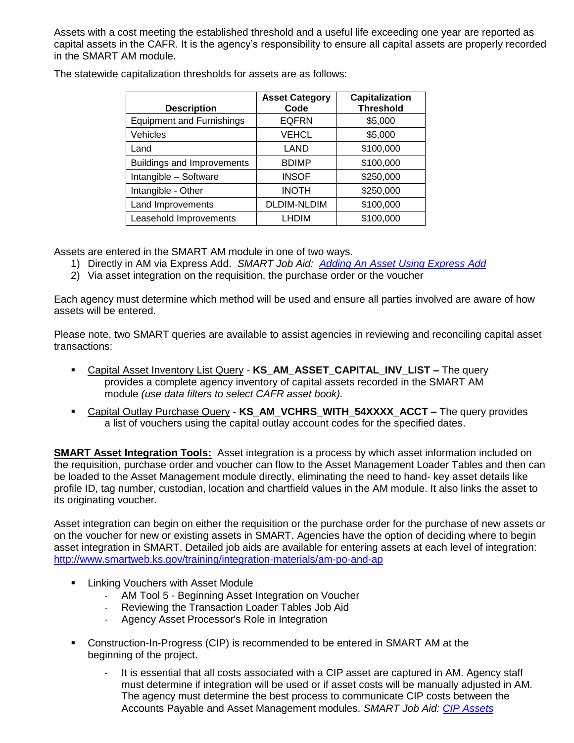Assets with a cost meeting the established threshold and a useful life exceeding one year are reported as capital assets in the CAFR. It is the agency's responsibility to ensure all capital assets are properly recorded in the SMART AM module.

The statewide capitalization thresholds for assets are as follows:

| Description | Asset Category Code | Capitalization Threshold |
|---|---|---|
| Equipment and Furnishings | EQFRN | $5,000 |
| Vehicles | VEHCL | $5,000 |
| Land | LAND | $100,000 |
| Buildings and Improvements | BDIMP | $100,000 |
| Intangible – Software | INSOF | $250,000 |
| Intangible - Other | INOTH | $250,000 |
| Land Improvements | DLDIM-NLDIM | $100,000 |
| Leasehold Improvements | LHDIM | $100,000 |

Assets are entered in the SMART AM module in one of two ways.

1) Directly in AM via Express Add. *SMART Job Aid: Adding An Asset Using Express Add*
2) Via asset integration on the requisition, the purchase order or the voucher

Each agency must determine which method will be used and ensure all parties involved are aware of how assets will be entered.

Please note, two SMART queries are available to assist agencies in reviewing and reconciling capital asset transactions:

- Capital Asset Inventory List Query - **KS_AM_ASSET_CAPITAL_INV_LIST –** The query provides a complete agency inventory of capital assets recorded in the SMART AM module *(use data filters to select CAFR asset book).*
- Capital Outlay Purchase Query - **KS_AM_VCHRS_WITH_54XXXX_ACCT –** The query provides a list of vouchers using the capital outlay account codes for the specified dates.

**SMART Asset Integration Tools:** Asset integration is a process by which asset information included on the requisition, purchase order and voucher can flow to the Asset Management Loader Tables and then can be loaded to the Asset Management module directly, eliminating the need to hand- key asset details like profile ID, tag number, custodian, location and chartfield values in the AM module. It also links the asset to its originating voucher.

Asset integration can begin on either the requisition or the purchase order for the purchase of new assets or on the voucher for new or existing assets in SMART. Agencies have the option of deciding where to begin asset integration in SMART. Detailed job aids are available for entering assets at each level of integration: http://www.smartweb.ks.gov/training/integration-materials/am-po-and-ap

- Linking Vouchers with Asset Module
  - AM Tool 5 - Beginning Asset Integration on Voucher
  - Reviewing the Transaction Loader Tables Job Aid
  - Agency Asset Processor's Role in Integration
- Construction-In-Progress (CIP) is recommended to be entered in SMART AM at the beginning of the project.
  - It is essential that all costs associated with a CIP asset are captured in AM. Agency staff must determine if integration will be used or if asset costs will be manually adjusted in AM. The agency must determine the best process to communicate CIP costs between the Accounts Payable and Asset Management modules. *SMART Job Aid: CIP Assets*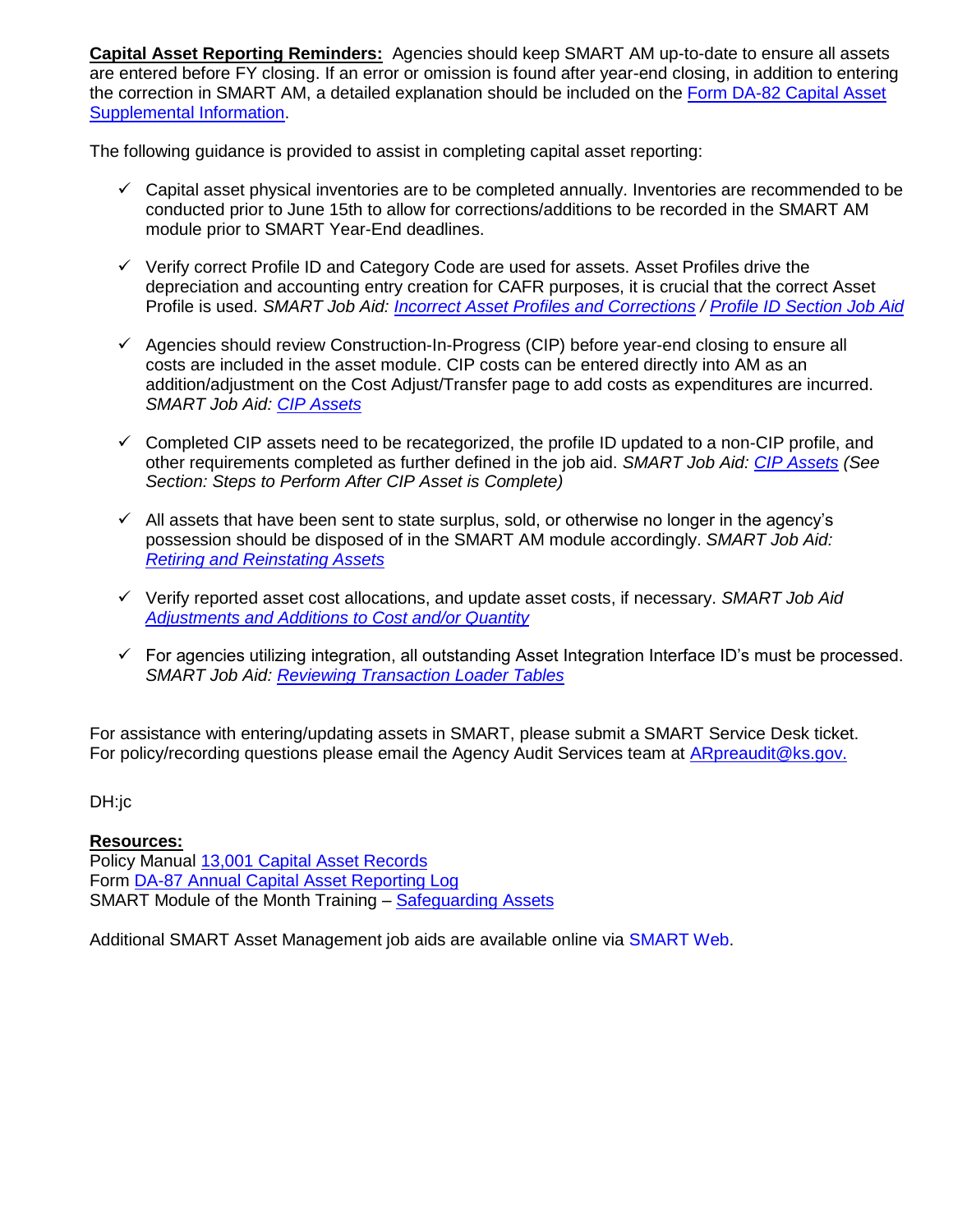**Capital Asset Reporting Reminders:** Agencies should keep SMART AM up-to-date to ensure all assets are entered before FY closing. If an error or omission is found after year-end closing, in addition to entering the correction in SMART AM, a detailed explanation should be included on the Form DA-82 Capital Asset Supplemental Information.

The following guidance is provided to assist in completing capital asset reporting:

- ✓ Capital asset physical inventories are to be completed annually. Inventories are recommended to be conducted prior to June 15th to allow for corrections/additions to be recorded in the SMART AM module prior to SMART Year-End deadlines.
- ✓ Verify correct Profile ID and Category Code are used for assets. Asset Profiles drive the depreciation and accounting entry creation for CAFR purposes, it is crucial that the correct Asset Profile is used. *SMART Job Aid: Incorrect Asset Profiles and Corrections / Profile ID Section Job Aid*
- ✓ Agencies should review Construction-In-Progress (CIP) before year-end closing to ensure all costs are included in the asset module. CIP costs can be entered directly into AM as an addition/adjustment on the Cost Adjust/Transfer page to add costs as expenditures are incurred. *SMART Job Aid: CIP Assets*
- ✓ Completed CIP assets need to be recategorized, the profile ID updated to a non-CIP profile, and other requirements completed as further defined in the job aid. *SMART Job Aid: CIP Assets (See Section: Steps to Perform After CIP Asset is Complete)*
- ✓ All assets that have been sent to state surplus, sold, or otherwise no longer in the agency's possession should be disposed of in the SMART AM module accordingly. *SMART Job Aid: Retiring and Reinstating Assets*
- ✓ Verify reported asset cost allocations, and update asset costs, if necessary. *SMART Job Aid Adjustments and Additions to Cost and/or Quantity*
- ✓ For agencies utilizing integration, all outstanding Asset Integration Interface ID's must be processed. *SMART Job Aid: Reviewing Transaction Loader Tables*

For assistance with entering/updating assets in SMART, please submit a SMART Service Desk ticket.
For policy/recording questions please email the Agency Audit Services team at ARpreaudit@ks.gov.

DH:jc

**Resources:**
Policy Manual 13,001 Capital Asset Records
Form DA-87 Annual Capital Asset Reporting Log
SMART Module of the Month Training – Safeguarding Assets

Additional SMART Asset Management job aids are available online via SMART Web.